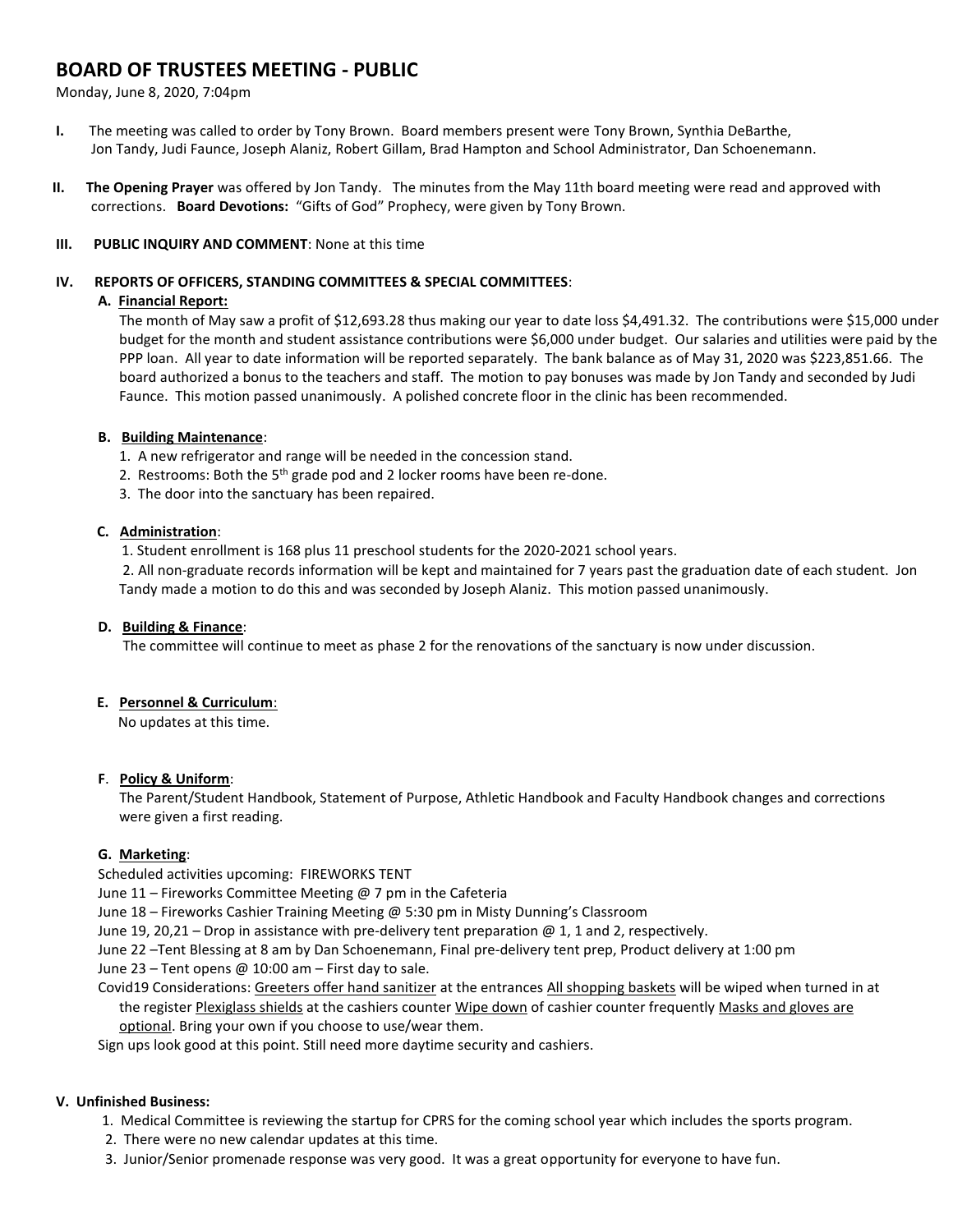# BOARD OF TRUSTEES MEETING - PUBLIC

Monday, June 8, 2020, 7:04pm

**I.** The meeting was called to order by Tony Brown. Board members present were Tony Brown, Synthia DeBarthe, Jon Tandy, Judi Faunce, Joseph Alaniz, Robert Gillam, Brad Hampton and School Administrator, Dan Schoenemann.

**II.** **The Opening Prayer** was offered by Jon Tandy. The minutes from the May 11th board meeting were read and approved with corrections. **Board Devotions:** "Gifts of God" Prophecy, were given by Tony Brown.

**III.** **PUBLIC INQUIRY AND COMMENT**: None at this time

**IV.** **REPORTS OF OFFICERS, STANDING COMMITTEES & SPECIAL COMMITTEES**:

**A.** **Financial Report:**

The month of May saw a profit of $12,693.28 thus making our year to date loss $4,491.32. The contributions were $15,000 under budget for the month and student assistance contributions were $6,000 under budget. Our salaries and utilities were paid by the PPP loan. All year to date information will be reported separately. The bank balance as of May 31, 2020 was $223,851.66. The board authorized a bonus to the teachers and staff. The motion to pay bonuses was made by Jon Tandy and seconded by Judi Faunce. This motion passed unanimously. A polished concrete floor in the clinic has been recommended.

**B.** **Building Maintenance**:

1. A new refrigerator and range will be needed in the concession stand.
2. Restrooms: Both the 5th grade pod and 2 locker rooms have been re-done.
3. The door into the sanctuary has been repaired.

**C.** **Administration**:

1. Student enrollment is 168 plus 11 preschool students for the 2020-2021 school years.
2. All non-graduate records information will be kept and maintained for 7 years past the graduation date of each student. Jon Tandy made a motion to do this and was seconded by Joseph Alaniz. This motion passed unanimously.

**D.** **Building & Finance**:

The committee will continue to meet as phase 2 for the renovations of the sanctuary is now under discussion.

**E.** **Personnel & Curriculum**:

No updates at this time.

**F**. **Policy & Uniform**:

The Parent/Student Handbook, Statement of Purpose, Athletic Handbook and Faculty Handbook changes and corrections were given a first reading.

**G.** **Marketing**:

Scheduled activities upcoming: FIREWORKS TENT

June 11 – Fireworks Committee Meeting @ 7 pm in the Cafeteria

June 18 – Fireworks Cashier Training Meeting @ 5:30 pm in Misty Dunning's Classroom

June 19, 20,21 – Drop in assistance with pre-delivery tent preparation @ 1, 1 and 2, respectively.

June 22 –Tent Blessing at 8 am by Dan Schoenemann, Final pre-delivery tent prep, Product delivery at 1:00 pm

June 23 – Tent opens @ 10:00 am – First day to sale.

Covid19 Considerations: Greeters offer hand sanitizer at the entrances All shopping baskets will be wiped when turned in at the register Plexiglass shields at the cashiers counter Wipe down of cashier counter frequently Masks and gloves are optional. Bring your own if you choose to use/wear them.

Sign ups look good at this point. Still need more daytime security and cashiers.

**V.** **Unfinished Business:**

1. Medical Committee is reviewing the startup for CPRS for the coming school year which includes the sports program.
2. There were no new calendar updates at this time.
3. Junior/Senior promenade response was very good. It was a great opportunity for everyone to have fun.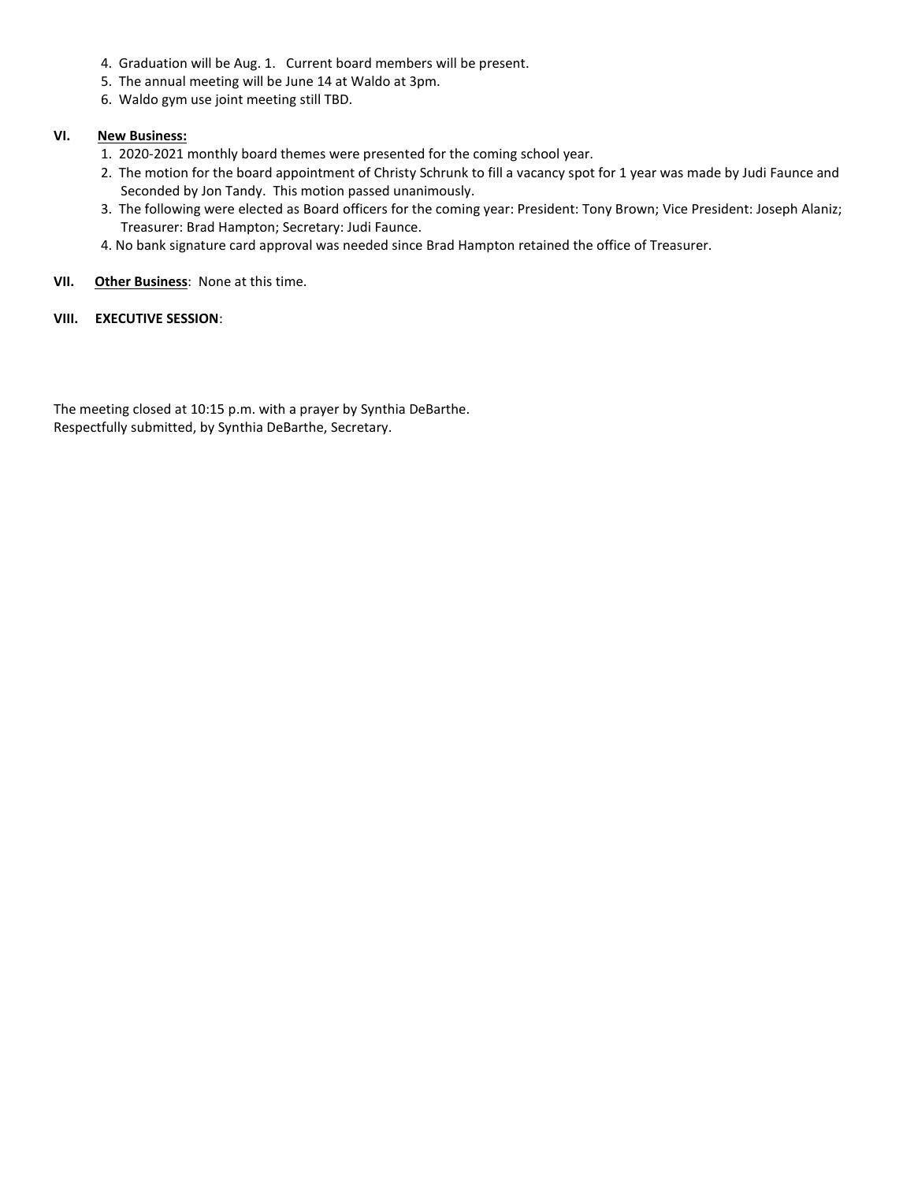4. Graduation will be Aug. 1. Current board members will be present.
5. The annual meeting will be June 14 at Waldo at 3pm.
6. Waldo gym use joint meeting still TBD.

**VI. New Business:**

1. 2020-2021 monthly board themes were presented for the coming school year.
2. The motion for the board appointment of Christy Schrunk to fill a vacancy spot for 1 year was made by Judi Faunce and Seconded by Jon Tandy. This motion passed unanimously.
3. The following were elected as Board officers for the coming year: President: Tony Brown; Vice President: Joseph Alaniz; Treasurer: Brad Hampton; Secretary: Judi Faunce.
4. No bank signature card approval was needed since Brad Hampton retained the office of Treasurer.

**VII. Other Business**: None at this time.

**VIII. EXECUTIVE SESSION**:

The meeting closed at 10:15 p.m. with a prayer by Synthia DeBarthe.
Respectfully submitted, by Synthia DeBarthe, Secretary.